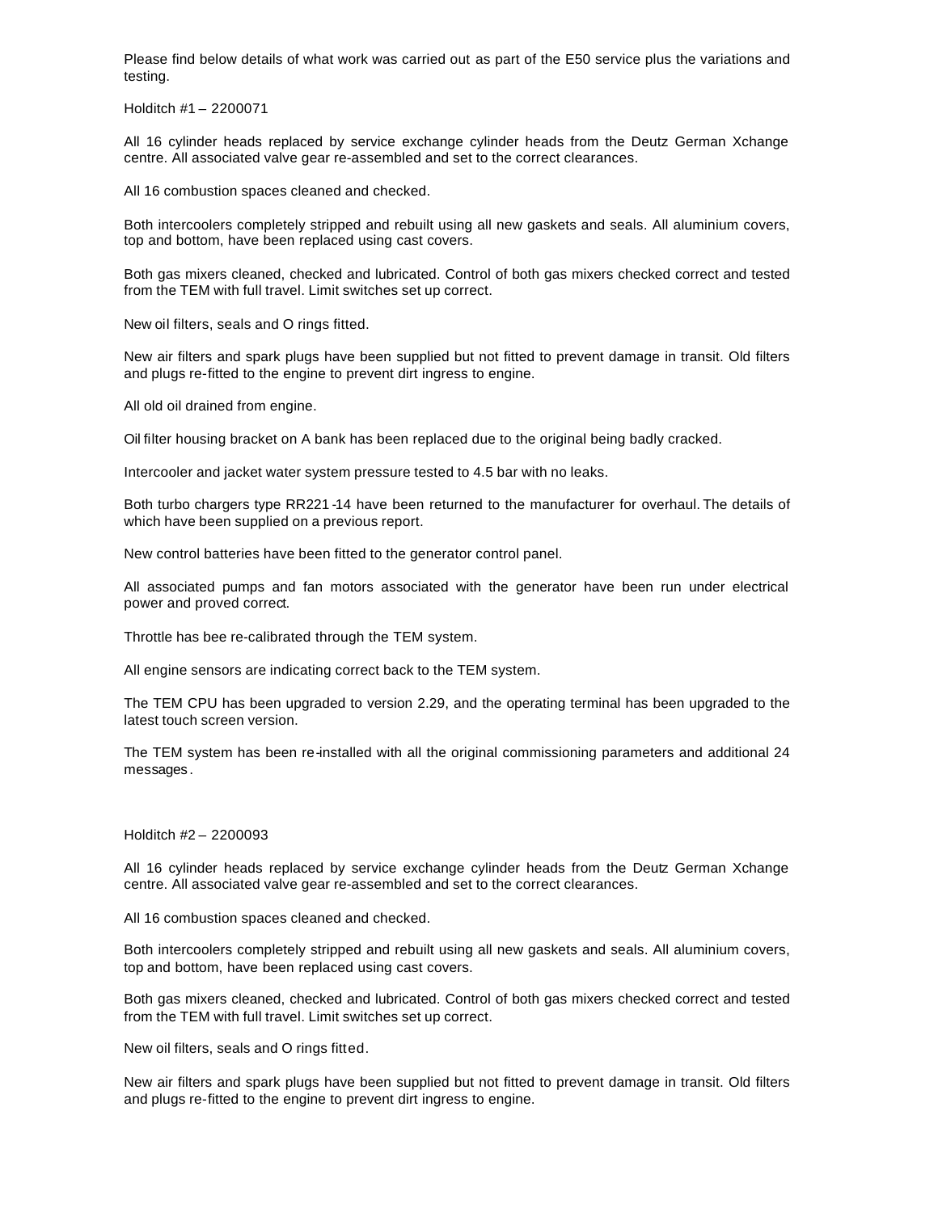Please find below details of what work was carried out as part of the E50 service plus the variations and testing.

Holditch #1 – 2200071

All 16 cylinder heads replaced by service exchange cylinder heads from the Deutz German Xchange centre. All associated valve gear re-assembled and set to the correct clearances.

All 16 combustion spaces cleaned and checked.

Both intercoolers completely stripped and rebuilt using all new gaskets and seals. All aluminium covers, top and bottom, have been replaced using cast covers.

Both gas mixers cleaned, checked and lubricated. Control of both gas mixers checked correct and tested from the TEM with full travel. Limit switches set up correct.

New oil filters, seals and O rings fitted.

New air filters and spark plugs have been supplied but not fitted to prevent damage in transit. Old filters and plugs re-fitted to the engine to prevent dirt ingress to engine.

All old oil drained from engine.

Oil filter housing bracket on A bank has been replaced due to the original being badly cracked.

Intercooler and jacket water system pressure tested to 4.5 bar with no leaks.

Both turbo chargers type RR221-14 have been returned to the manufacturer for overhaul. The details of which have been supplied on a previous report.

New control batteries have been fitted to the generator control panel.

All associated pumps and fan motors associated with the generator have been run under electrical power and proved correct.

Throttle has bee re-calibrated through the TEM system.

All engine sensors are indicating correct back to the TEM system.

The TEM CPU has been upgraded to version 2.29, and the operating terminal has been upgraded to the latest touch screen version.

The TEM system has been re-installed with all the original commissioning parameters and additional 24 messages.

Holditch #2 – 2200093

All 16 cylinder heads replaced by service exchange cylinder heads from the Deutz German Xchange centre. All associated valve gear re-assembled and set to the correct clearances.

All 16 combustion spaces cleaned and checked.

Both intercoolers completely stripped and rebuilt using all new gaskets and seals. All aluminium covers, top and bottom, have been replaced using cast covers.

Both gas mixers cleaned, checked and lubricated. Control of both gas mixers checked correct and tested from the TEM with full travel. Limit switches set up correct.

New oil filters, seals and O rings fitted.

New air filters and spark plugs have been supplied but not fitted to prevent damage in transit. Old filters and plugs re-fitted to the engine to prevent dirt ingress to engine.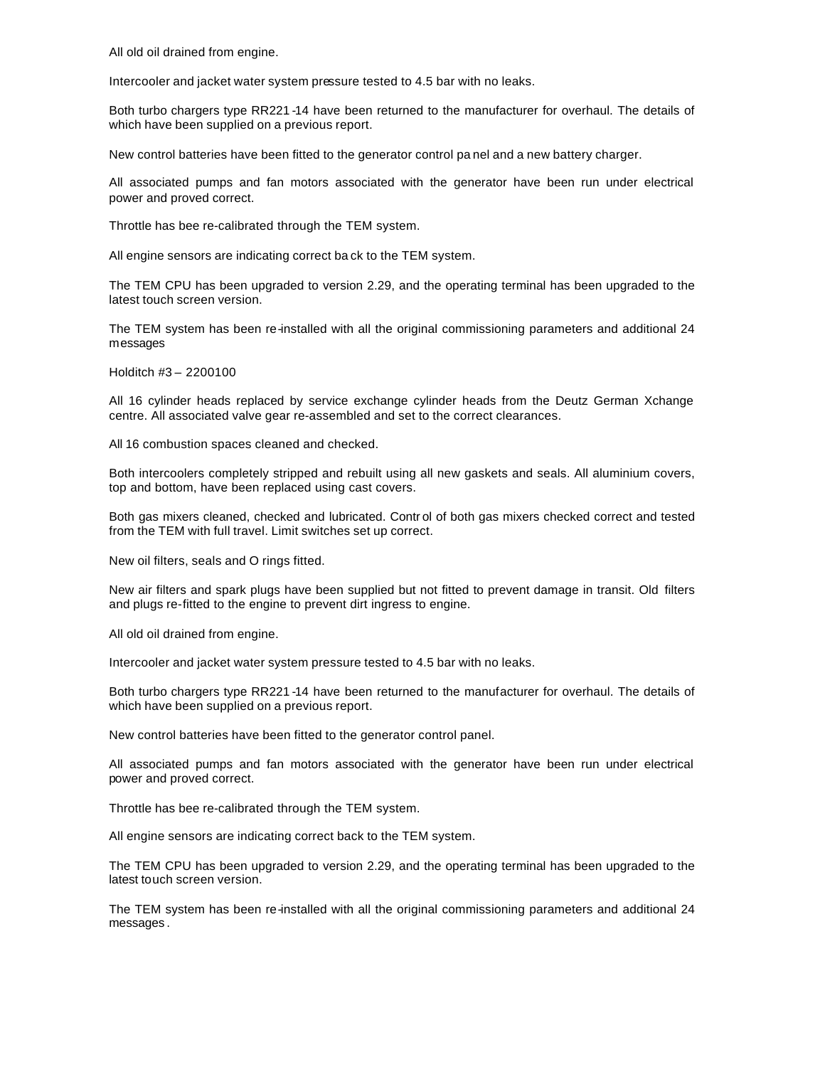All old oil drained from engine.

Intercooler and jacket water system pressure tested to 4.5 bar with no leaks.

Both turbo chargers type RR221-14 have been returned to the manufacturer for overhaul. The details of which have been supplied on a previous report.

New control batteries have been fitted to the generator control panel and a new battery charger.

All associated pumps and fan motors associated with the generator have been run under electrical power and proved correct.

Throttle has bee re-calibrated through the TEM system.

All engine sensors are indicating correct back to the TEM system.

The TEM CPU has been upgraded to version 2.29, and the operating terminal has been upgraded to the latest touch screen version.

The TEM system has been re-installed with all the original commissioning parameters and additional 24 messages

Holditch #3 – 2200100

All 16 cylinder heads replaced by service exchange cylinder heads from the Deutz German Xchange centre. All associated valve gear re-assembled and set to the correct clearances.

All 16 combustion spaces cleaned and checked.

Both intercoolers completely stripped and rebuilt using all new gaskets and seals. All aluminium covers, top and bottom, have been replaced using cast covers.

Both gas mixers cleaned, checked and lubricated. Control of both gas mixers checked correct and tested from the TEM with full travel. Limit switches set up correct.

New oil filters, seals and O rings fitted.

New air filters and spark plugs have been supplied but not fitted to prevent damage in transit. Old filters and plugs re-fitted to the engine to prevent dirt ingress to engine.

All old oil drained from engine.

Intercooler and jacket water system pressure tested to 4.5 bar with no leaks.

Both turbo chargers type RR221-14 have been returned to the manufacturer for overhaul. The details of which have been supplied on a previous report.

New control batteries have been fitted to the generator control panel.

All associated pumps and fan motors associated with the generator have been run under electrical power and proved correct.

Throttle has bee re-calibrated through the TEM system.

All engine sensors are indicating correct back to the TEM system.

The TEM CPU has been upgraded to version 2.29, and the operating terminal has been upgraded to the latest touch screen version.

The TEM system has been re-installed with all the original commissioning parameters and additional 24 messages.